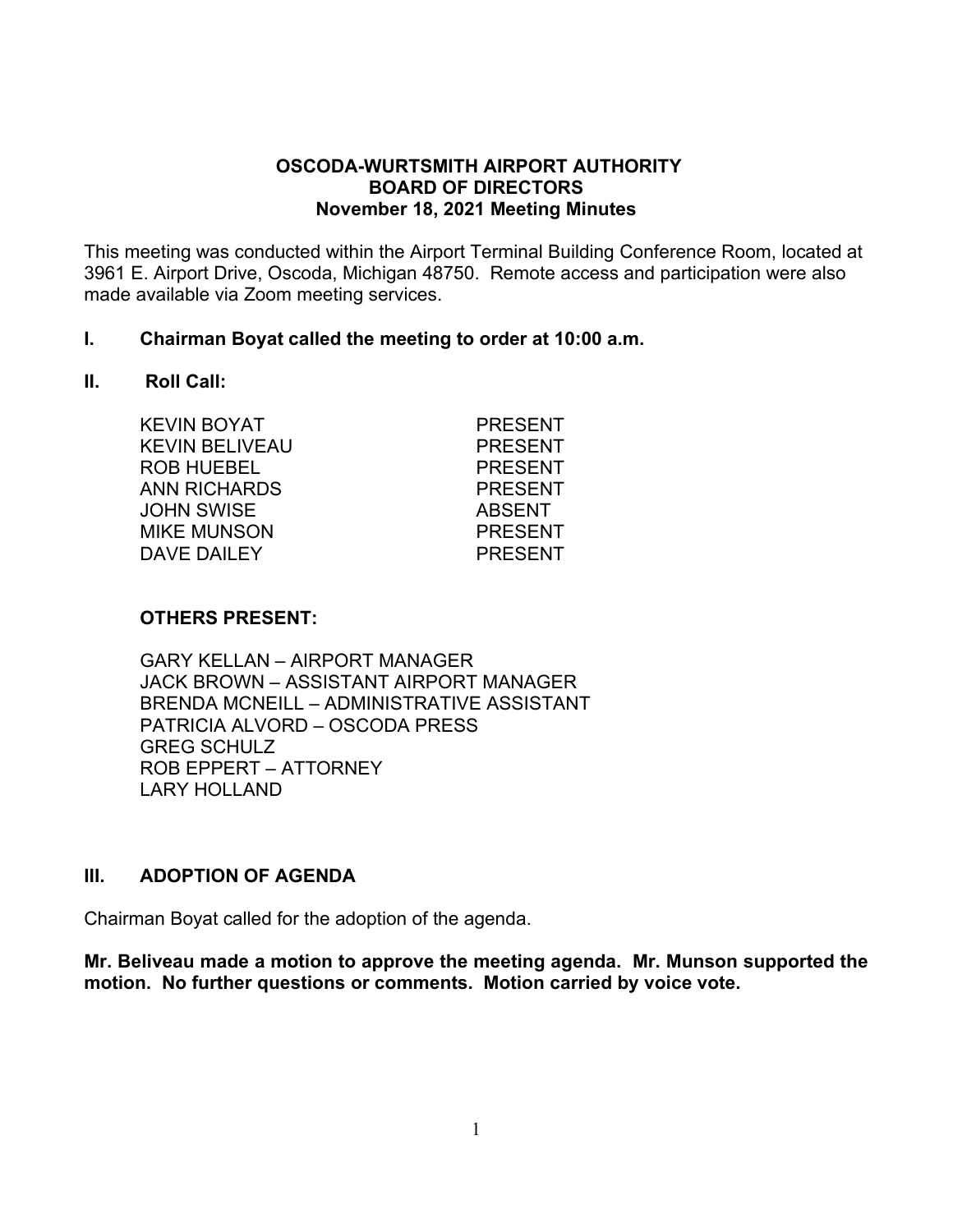# OSCODA-WURTSMITH AIRPORT AUTHORITY
## BOARD OF DIRECTORS
### November 18, 2021 Meeting Minutes

This meeting was conducted within the Airport Terminal Building Conference Room, located at 3961 E. Airport Drive, Oscoda, Michigan 48750. Remote access and participation were also made available via Zoom meeting services.

**I. Chairman Boyat called the meeting to order at 10:00 a.m.**

**II. Roll Call:**

| | |
|---|---|
| KEVIN BOYAT | PRESENT |
| KEVIN BELIVEAU | PRESENT |
| ROB HUEBEL | PRESENT |
| ANN RICHARDS | PRESENT |
| JOHN SWISE | ABSENT |
| MIKE MUNSON | PRESENT |
| DAVE DAILEY | PRESENT |

**OTHERS PRESENT:**

GARY KELLAN – AIRPORT MANAGER
JACK BROWN – ASSISTANT AIRPORT MANAGER
BRENDA MCNEILL – ADMINISTRATIVE ASSISTANT
PATRICIA ALVORD – OSCODA PRESS
GREG SCHULZ
ROB EPPERT – ATTORNEY
LARY HOLLAND

**III. ADOPTION OF AGENDA**

Chairman Boyat called for the adoption of the agenda.

**Mr. Beliveau made a motion to approve the meeting agenda. Mr. Munson supported the motion. No further questions or comments. Motion carried by voice vote.**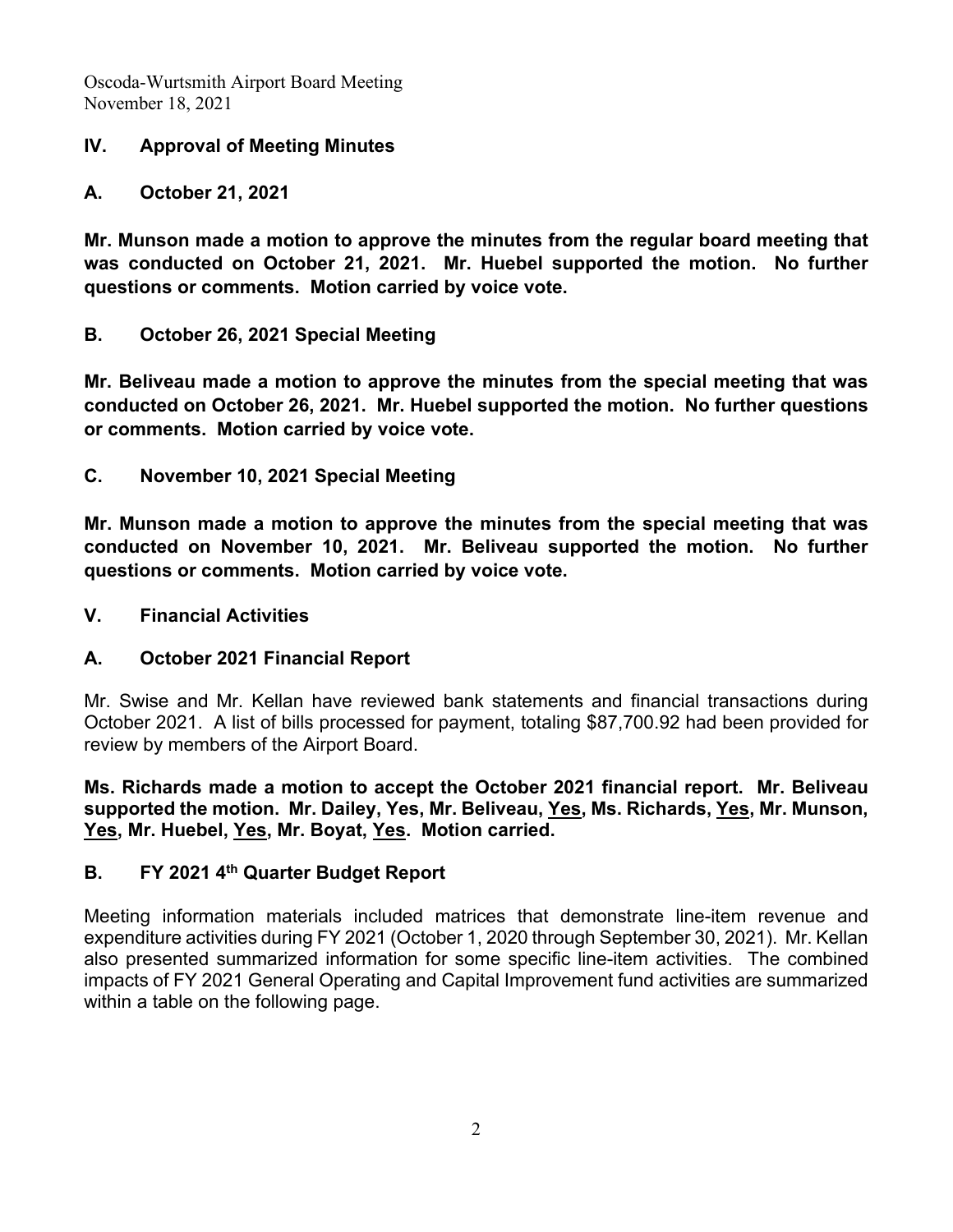## IV. Approval of Meeting Minutes

### A. October 21, 2021

**Mr. Munson made a motion to approve the minutes from the regular board meeting that was conducted on October 21, 2021. Mr. Huebel supported the motion. No further questions or comments. Motion carried by voice vote.**

### B. October 26, 2021 Special Meeting

**Mr. Beliveau made a motion to approve the minutes from the special meeting that was conducted on October 26, 2021. Mr. Huebel supported the motion. No further questions or comments. Motion carried by voice vote.**

### C. November 10, 2021 Special Meeting

**Mr. Munson made a motion to approve the minutes from the special meeting that was conducted on November 10, 2021. Mr. Beliveau supported the motion. No further questions or comments. Motion carried by voice vote.**

## V. Financial Activities

### A. October 2021 Financial Report

Mr. Swise and Mr. Kellan have reviewed bank statements and financial transactions during October 2021. A list of bills processed for payment, totaling $87,700.92 had been provided for review by members of the Airport Board.

**Ms. Richards made a motion to accept the October 2021 financial report. Mr. Beliveau supported the motion. Mr. Dailey, Yes, Mr. Beliveau, <u>Yes</u>, Ms. Richards, <u>Yes</u>, Mr. Munson, <u>Yes</u>, Mr. Huebel, <u>Yes</u>, Mr. Boyat, <u>Yes</u>. Motion carried.**

### B. FY 2021 4th Quarter Budget Report

Meeting information materials included matrices that demonstrate line-item revenue and expenditure activities during FY 2021 (October 1, 2020 through September 30, 2021). Mr. Kellan also presented summarized information for some specific line-item activities. The combined impacts of FY 2021 General Operating and Capital Improvement fund activities are summarized within a table on the following page.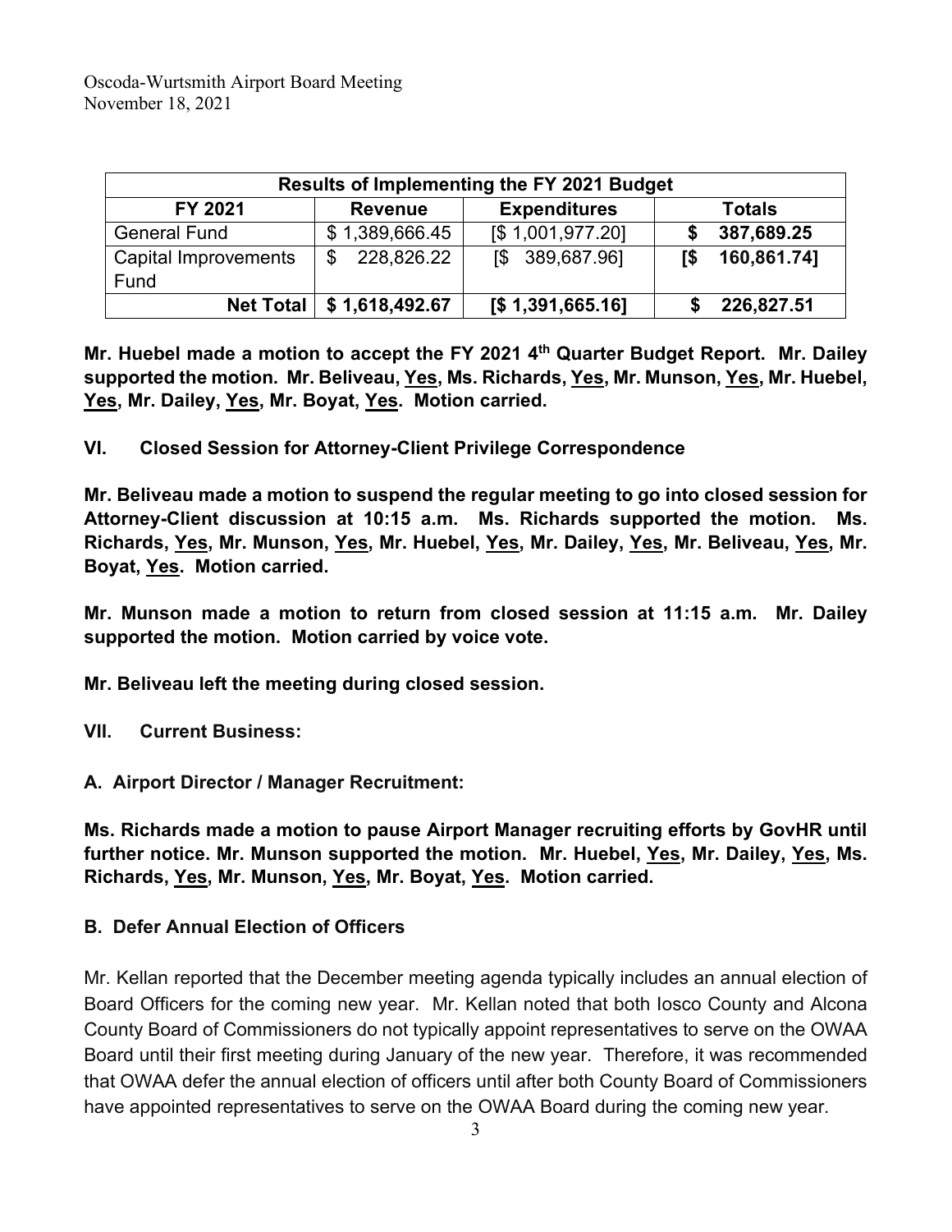| Results of Implementing the FY 2021 Budget | | | |
|---|---|---|---|
| **FY 2021** | **Revenue** | **Expenditures** | **Totals** |
| General Fund | $ 1,389,666.45 | [$ 1,001,977.20] | **$ 387,689.25** |
| Capital Improvements Fund | $ 228,826.22 | [$ 389,687.96] | **[$ 160,861.74]** |
| **Net Total** | **$ 1,618,492.67** | **[$ 1,391,665.16]** | **$ 226,827.51** |

**Mr. Huebel made a motion to accept the FY 2021 4th Quarter Budget Report. Mr. Dailey supported the motion. Mr. Beliveau, Yes, Ms. Richards, Yes, Mr. Munson, Yes, Mr. Huebel, Yes, Mr. Dailey, Yes, Mr. Boyat, Yes. Motion carried.**

## VI. Closed Session for Attorney-Client Privilege Correspondence

**Mr. Beliveau made a motion to suspend the regular meeting to go into closed session for Attorney-Client discussion at 10:15 a.m. Ms. Richards supported the motion. Ms. Richards, Yes, Mr. Munson, Yes, Mr. Huebel, Yes, Mr. Dailey, Yes, Mr. Beliveau, Yes, Mr. Boyat, Yes. Motion carried.**

**Mr. Munson made a motion to return from closed session at 11:15 a.m. Mr. Dailey supported the motion. Motion carried by voice vote.**

**Mr. Beliveau left the meeting during closed session.**

## VII. Current Business:

### A. Airport Director / Manager Recruitment:

**Ms. Richards made a motion to pause Airport Manager recruiting efforts by GovHR until further notice. Mr. Munson supported the motion. Mr. Huebel, Yes, Mr. Dailey, Yes, Ms. Richards, Yes, Mr. Munson, Yes, Mr. Boyat, Yes. Motion carried.**

### B. Defer Annual Election of Officers

Mr. Kellan reported that the December meeting agenda typically includes an annual election of Board Officers for the coming new year. Mr. Kellan noted that both Iosco County and Alcona County Board of Commissioners do not typically appoint representatives to serve on the OWAA Board until their first meeting during January of the new year. Therefore, it was recommended that OWAA defer the annual election of officers until after both County Board of Commissioners have appointed representatives to serve on the OWAA Board during the coming new year.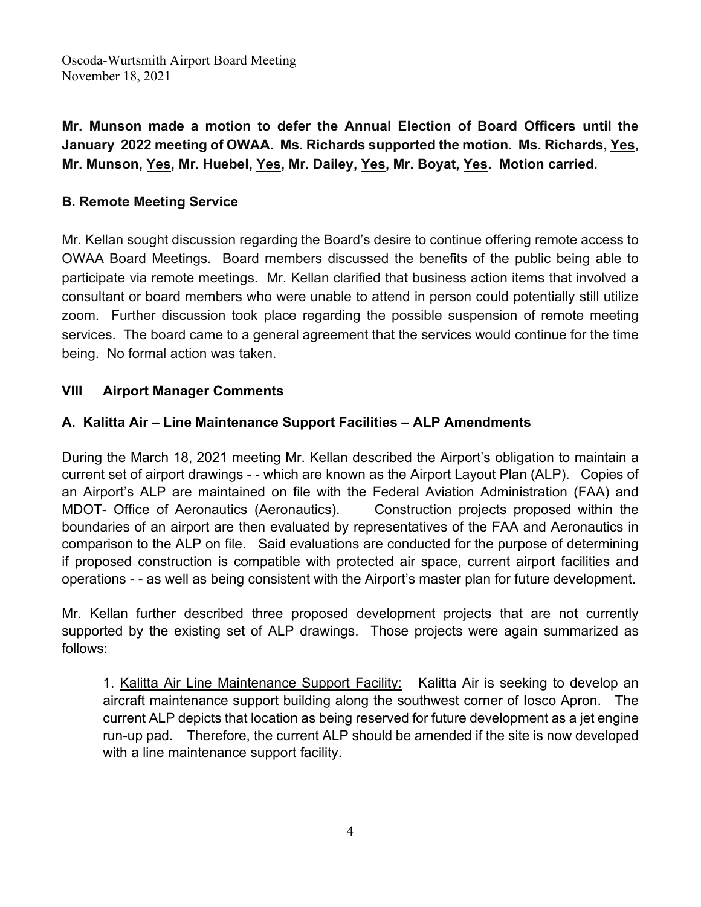**Mr. Munson made a motion to defer the Annual Election of Board Officers until the January 2022 meeting of OWAA. Ms. Richards supported the motion. Ms. Richards, Yes, Mr. Munson, Yes, Mr. Huebel, Yes, Mr. Dailey, Yes, Mr. Boyat, Yes. Motion carried.**

### B. Remote Meeting Service

Mr. Kellan sought discussion regarding the Board's desire to continue offering remote access to OWAA Board Meetings. Board members discussed the benefits of the public being able to participate via remote meetings. Mr. Kellan clarified that business action items that involved a consultant or board members who were unable to attend in person could potentially still utilize zoom. Further discussion took place regarding the possible suspension of remote meeting services. The board came to a general agreement that the services would continue for the time being. No formal action was taken.

## VIII Airport Manager Comments

### A. Kalitta Air – Line Maintenance Support Facilities – ALP Amendments

During the March 18, 2021 meeting Mr. Kellan described the Airport's obligation to maintain a current set of airport drawings - - which are known as the Airport Layout Plan (ALP). Copies of an Airport's ALP are maintained on file with the Federal Aviation Administration (FAA) and MDOT- Office of Aeronautics (Aeronautics). Construction projects proposed within the boundaries of an airport are then evaluated by representatives of the FAA and Aeronautics in comparison to the ALP on file. Said evaluations are conducted for the purpose of determining if proposed construction is compatible with protected air space, current airport facilities and operations - - as well as being consistent with the Airport's master plan for future development.

Mr. Kellan further described three proposed development projects that are not currently supported by the existing set of ALP drawings. Those projects were again summarized as follows:

1. Kalitta Air Line Maintenance Support Facility: Kalitta Air is seeking to develop an aircraft maintenance support building along the southwest corner of Iosco Apron. The current ALP depicts that location as being reserved for future development as a jet engine run-up pad. Therefore, the current ALP should be amended if the site is now developed with a line maintenance support facility.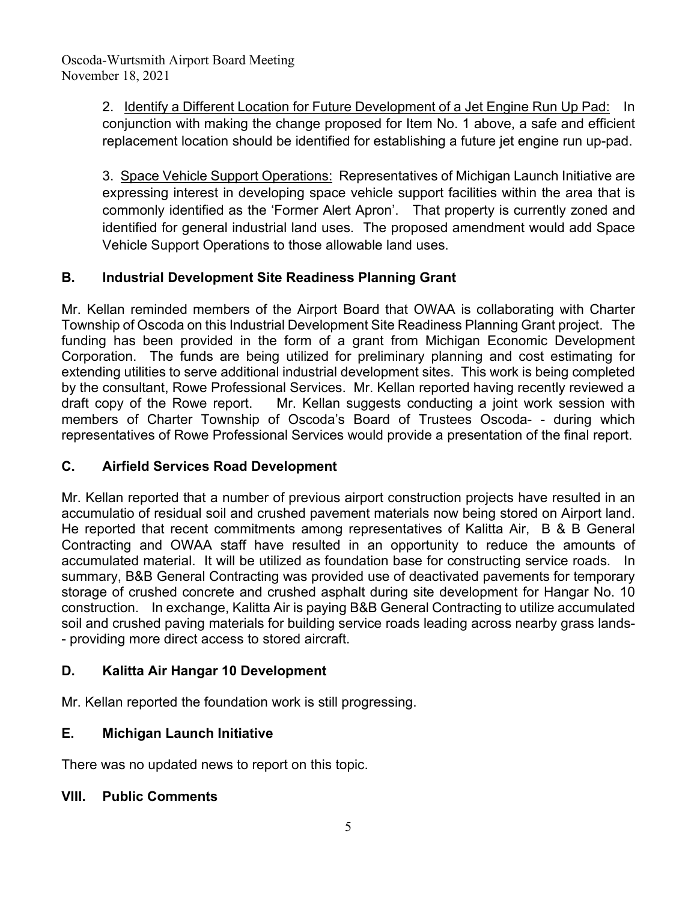2. Identify a Different Location for Future Development of a Jet Engine Run Up Pad: In conjunction with making the change proposed for Item No. 1 above, a safe and efficient replacement location should be identified for establishing a future jet engine run up-pad.

3. Space Vehicle Support Operations: Representatives of Michigan Launch Initiative are expressing interest in developing space vehicle support facilities within the area that is commonly identified as the 'Former Alert Apron'. That property is currently zoned and identified for general industrial land uses. The proposed amendment would add Space Vehicle Support Operations to those allowable land uses.

## B. Industrial Development Site Readiness Planning Grant

Mr. Kellan reminded members of the Airport Board that OWAA is collaborating with Charter Township of Oscoda on this Industrial Development Site Readiness Planning Grant project. The funding has been provided in the form of a grant from Michigan Economic Development Corporation. The funds are being utilized for preliminary planning and cost estimating for extending utilities to serve additional industrial development sites. This work is being completed by the consultant, Rowe Professional Services. Mr. Kellan reported having recently reviewed a draft copy of the Rowe report. Mr. Kellan suggests conducting a joint work session with members of Charter Township of Oscoda's Board of Trustees Oscoda- - during which representatives of Rowe Professional Services would provide a presentation of the final report.

## C. Airfield Services Road Development

Mr. Kellan reported that a number of previous airport construction projects have resulted in an accumulatio of residual soil and crushed pavement materials now being stored on Airport land. He reported that recent commitments among representatives of Kalitta Air, B & B General Contracting and OWAA staff have resulted in an opportunity to reduce the amounts of accumulated material. It will be utilized as foundation base for constructing service roads. In summary, B&B General Contracting was provided use of deactivated pavements for temporary storage of crushed concrete and crushed asphalt during site development for Hangar No. 10 construction. In exchange, Kalitta Air is paying B&B General Contracting to utilize accumulated soil and crushed paving materials for building service roads leading across nearby grass lands- - providing more direct access to stored aircraft.

## D. Kalitta Air Hangar 10 Development

Mr. Kellan reported the foundation work is still progressing.

## E. Michigan Launch Initiative

There was no updated news to report on this topic.

## VIII. Public Comments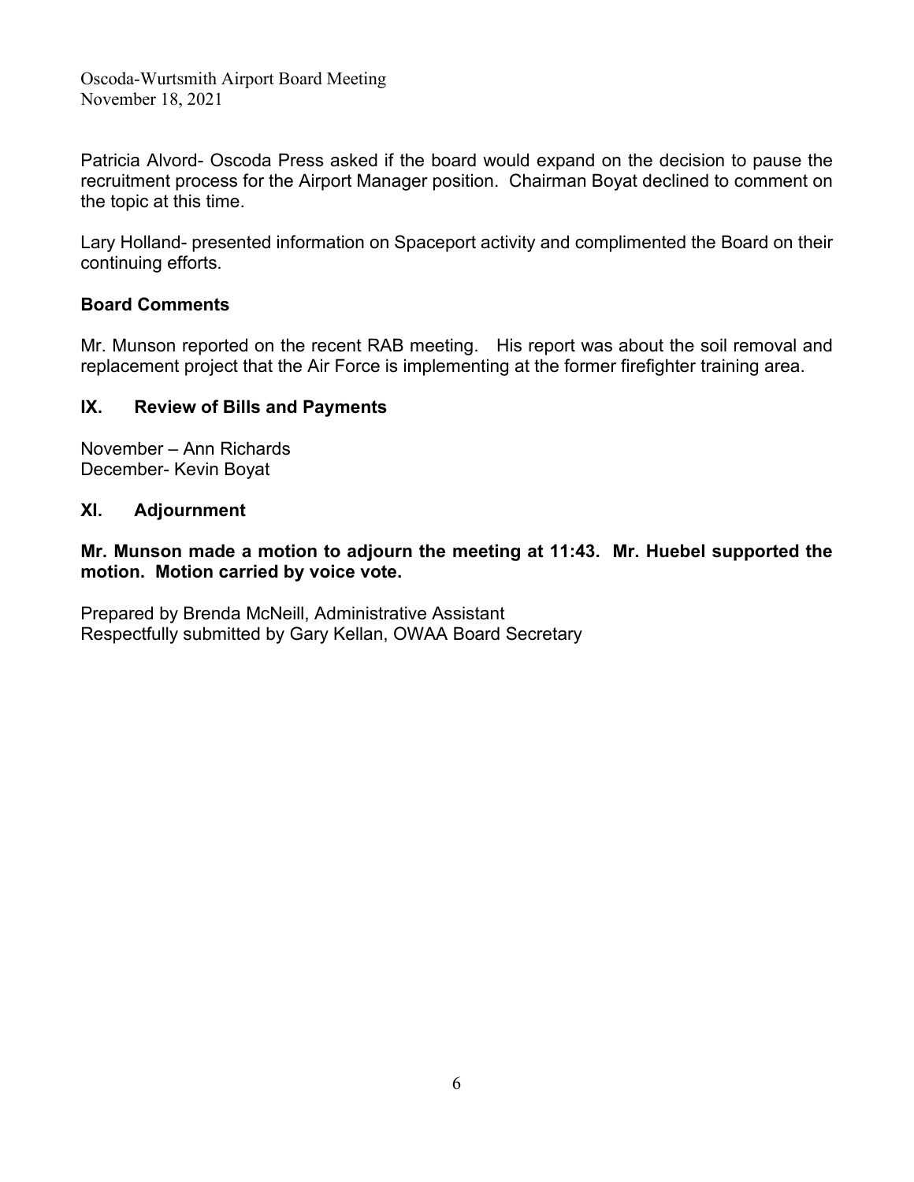Patricia Alvord- Oscoda Press asked if the board would expand on the decision to pause the recruitment process for the Airport Manager position. Chairman Boyat declined to comment on the topic at this time.

Lary Holland- presented information on Spaceport activity and complimented the Board on their continuing efforts.

**Board Comments**

Mr. Munson reported on the recent RAB meeting. His report was about the soil removal and replacement project that the Air Force is implementing at the former firefighter training area.

## IX. Review of Bills and Payments

November – Ann Richards
December- Kevin Boyat

## XI. Adjournment

**Mr. Munson made a motion to adjourn the meeting at 11:43. Mr. Huebel supported the motion. Motion carried by voice vote.**

Prepared by Brenda McNeill, Administrative Assistant
Respectfully submitted by Gary Kellan, OWAA Board Secretary